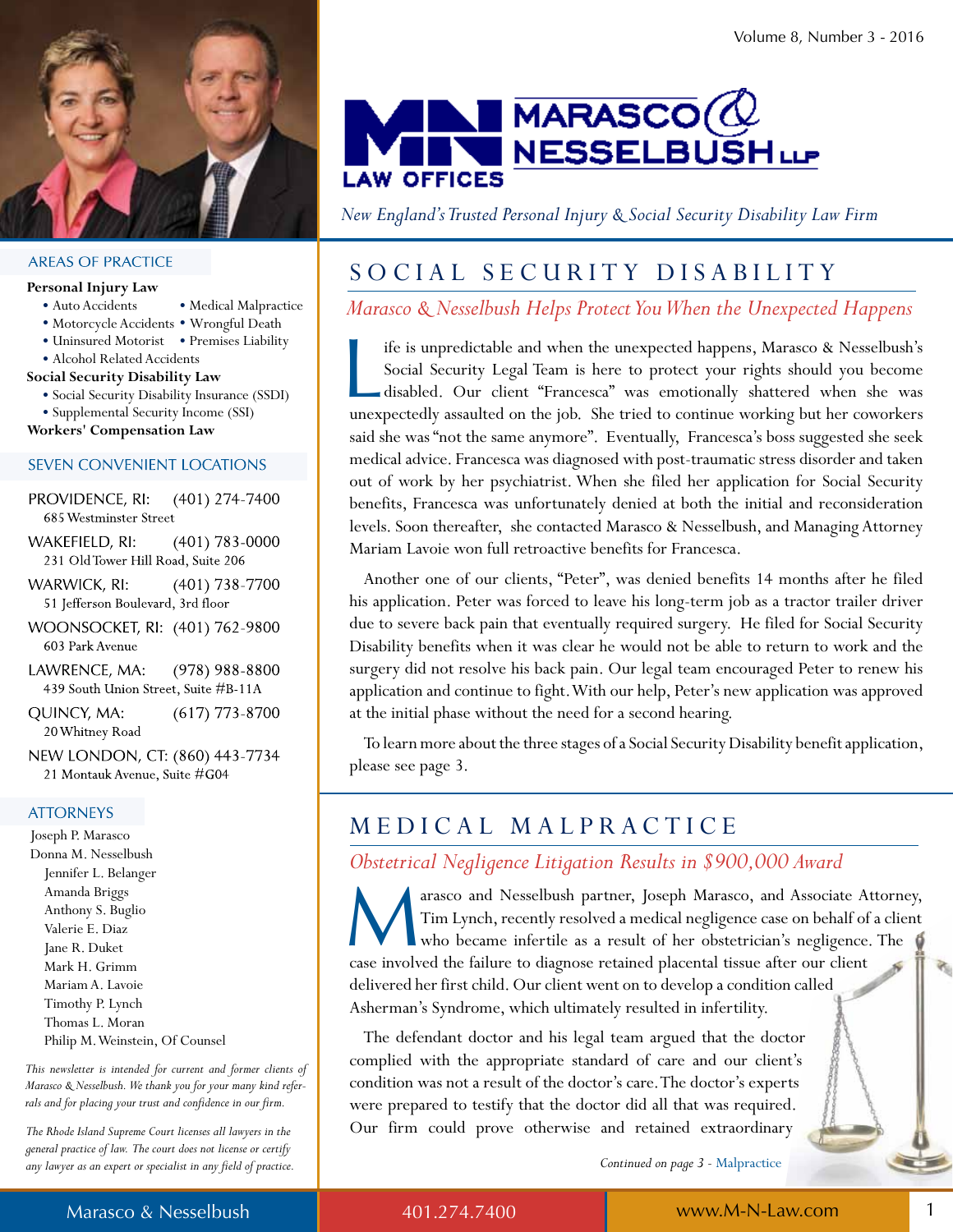# MARASCO & NESSELBUSH LLP LAW OFFICES

*New England's Trusted Personal Injury & Social Security Disability Law Firm*

## SOCIAL SECURITY DISABILITY

### *Marasco & Nesselbush Helps Protect You When the Unexpected Happens*

Life is unpredictable and when the unexpected happens, Marasco & Nesselbush's Social Security Legal Team is here to protect your rights should you become disabled. Our client "Francesca" was emotionally shattered when she was unexpectedly assaulted on the job. She tried to continue working but her coworkers said she was "not the same anymore". Eventually, Francesca's boss suggested she seek medical advice. Francesca was diagnosed with post-traumatic stress disorder and taken out of work by her psychiatrist. When she filed her application for Social Security benefits, Francesca was unfortunately denied at both the initial and reconsideration levels. Soon thereafter, she contacted Marasco & Nesselbush, and Managing Attorney Mariam Lavoie won full retroactive benefits for Francesca.

Another one of our clients, "Peter", was denied benefits 14 months after he filed his application. Peter was forced to leave his long-term job as a tractor trailer driver due to severe back pain that eventually required surgery. He filed for Social Security Disability benefits when it was clear he would not be able to return to work and the surgery did not resolve his back pain. Our legal team encouraged Peter to renew his application and continue to fight. With our help, Peter's new application was approved at the initial phase without the need for a second hearing.

To learn more about the three stages of a Social Security Disability benefit application, please see page 3.

## MEDICAL MALPRACTICE

### *Obstetrical Negligence Litigation Results in $900,000 Award*

Marasco and Nesselbush partner, Joseph Marasco, and Associate Attorney, Tim Lynch, recently resolved a medical negligence case on behalf of a client who became infertile as a result of her obstetrician's negligence. The case involved the failure to diagnose retained placental tissue after our client delivered her first child. Our client went on to develop a condition called Asherman's Syndrome, which ultimately resulted in infertility.

The defendant doctor and his legal team argued that the doctor complied with the appropriate standard of care and our client's condition was not a result of the doctor's care. The doctor's experts were prepared to testify that the doctor did all that was required. Our firm could prove otherwise and retained extraordinary

*Continued on page 3 - Malpractice*

---

### AREAS OF PRACTICE

**Personal Injury Law**
- Auto Accidents
- Motorcycle Accidents
- Uninsured Motorist
- Alcohol Related Accidents
- Medical Malpractice
- Wrongful Death
- Premises Liability

**Social Security Disability Law**
- Social Security Disability Insurance (SSDI)
- Supplemental Security Income (SSI)

**Workers' Compensation Law**

### SEVEN CONVENIENT LOCATIONS

PROVIDENCE, RI: (401) 274-7400
685 Westminster Street

WAKEFIELD, RI: (401) 783-0000
231 Old Tower Hill Road, Suite 206

WARWICK, RI: (401) 738-7700
51 Jefferson Boulevard, 3rd floor

WOONSOCKET, RI: (401) 762-9800
603 Park Avenue

LAWRENCE, MA: (978) 988-8800
439 South Union Street, Suite #B-11A

QUINCY, MA: (617) 773-8700
20 Whitney Road

NEW LONDON, CT: (860) 443-7734
21 Montauk Avenue, Suite #G04

### ATTORNEYS

Joseph P. Marasco
Donna M. Nesselbush
Jennifer L. Belanger
Amanda Briggs
Anthony S. Buglio
Valerie E. Diaz
Jane R. Duket
Mark H. Grimm
Mariam A. Lavoie
Timothy P. Lynch
Thomas L. Moran
Philip M. Weinstein, Of Counsel

*This newsletter is intended for current and former clients of Marasco & Nesselbush. We thank you for your many kind referrals and for placing your trust and confidence in our firm.*

*The Rhode Island Supreme Court licenses all lawyers in the general practice of law. The court does not license or certify any lawyer as an expert or specialist in any field of practice.*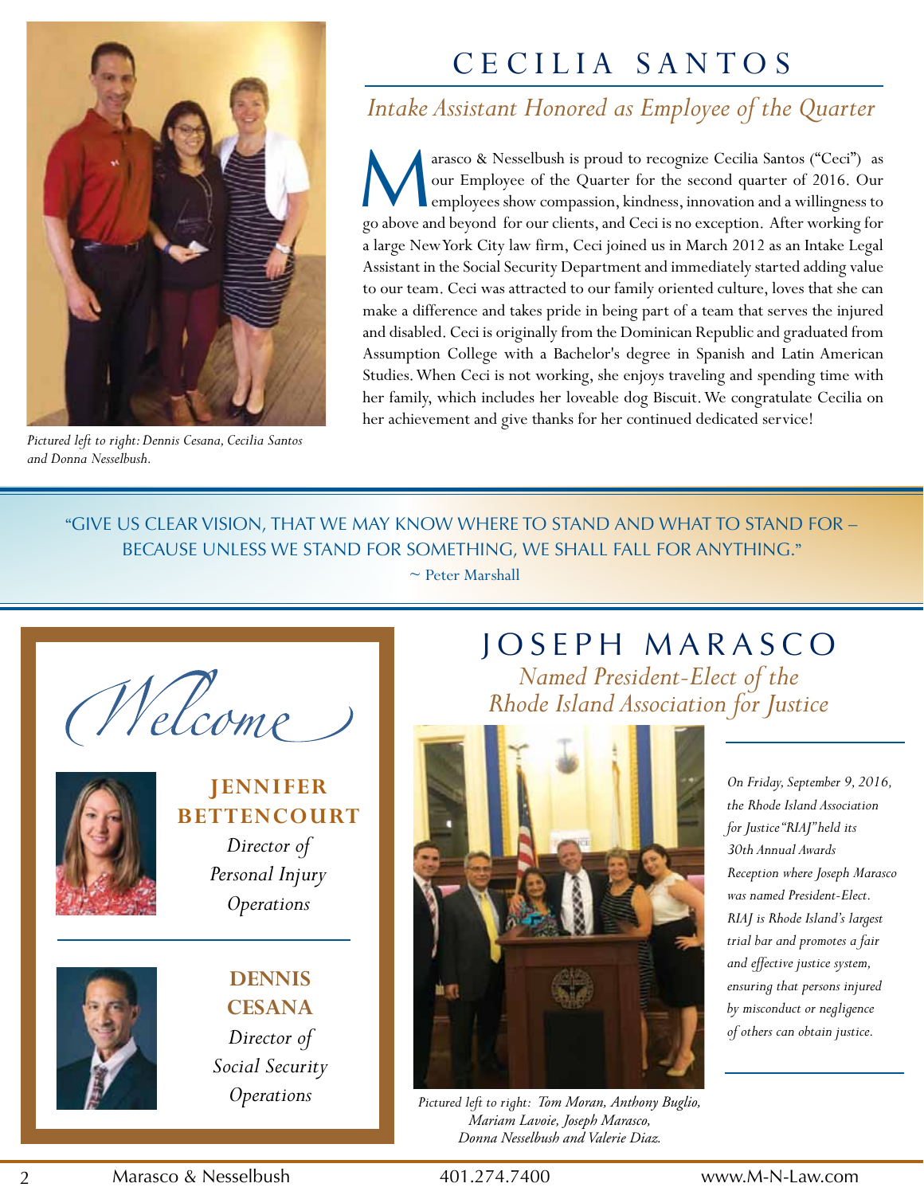Pictured left to right: Dennis Cesana, Cecilia Santos and Donna Nesselbush.

# CECILIA SANTOS

## *Intake Assistant Honored as Employee of the Quarter*

Marasco & Nesselbush is proud to recognize Cecilia Santos ("Ceci") as our Employee of the Quarter for the second quarter of 2016. Our employees show compassion, kindness, innovation and a willingness to go above and beyond for our clients, and Ceci is no exception. After working for a large New York City law firm, Ceci joined us in March 2012 as an Intake Legal Assistant in the Social Security Department and immediately started adding value to our team. Ceci was attracted to our family oriented culture, loves that she can make a difference and takes pride in being part of a team that serves the injured and disabled. Ceci is originally from the Dominican Republic and graduated from Assumption College with a Bachelor's degree in Spanish and Latin American Studies. When Ceci is not working, she enjoys traveling and spending time with her family, which includes her loveable dog Biscuit. We congratulate Cecilia on her achievement and give thanks for her continued dedicated service!

"GIVE US CLEAR VISION, THAT WE MAY KNOW WHERE TO STAND AND WHAT TO STAND FOR – BECAUSE UNLESS WE STAND FOR SOMETHING, WE SHALL FALL FOR ANYTHING."
~ Peter Marshall

## *Welcome*

**JENNIFER BETTENCOURT**
*Director of Personal Injury Operations*

**DENNIS CESANA**
*Director of Social Security Operations*

# JOSEPH MARASCO

## *Named President-Elect of the Rhode Island Association for Justice*

Pictured left to right: Tom Moran, Anthony Buglio, Mariam Lavoie, Joseph Marasco, Donna Nesselbush and Valerie Diaz.

*On Friday, September 9, 2016, the Rhode Island Association for Justice "RIAJ" held its 30th Annual Awards Reception where Joseph Marasco was named President-Elect. RIAJ is Rhode Island's largest trial bar and promotes a fair and effective justice system, ensuring that persons injured by misconduct or negligence of others can obtain justice.*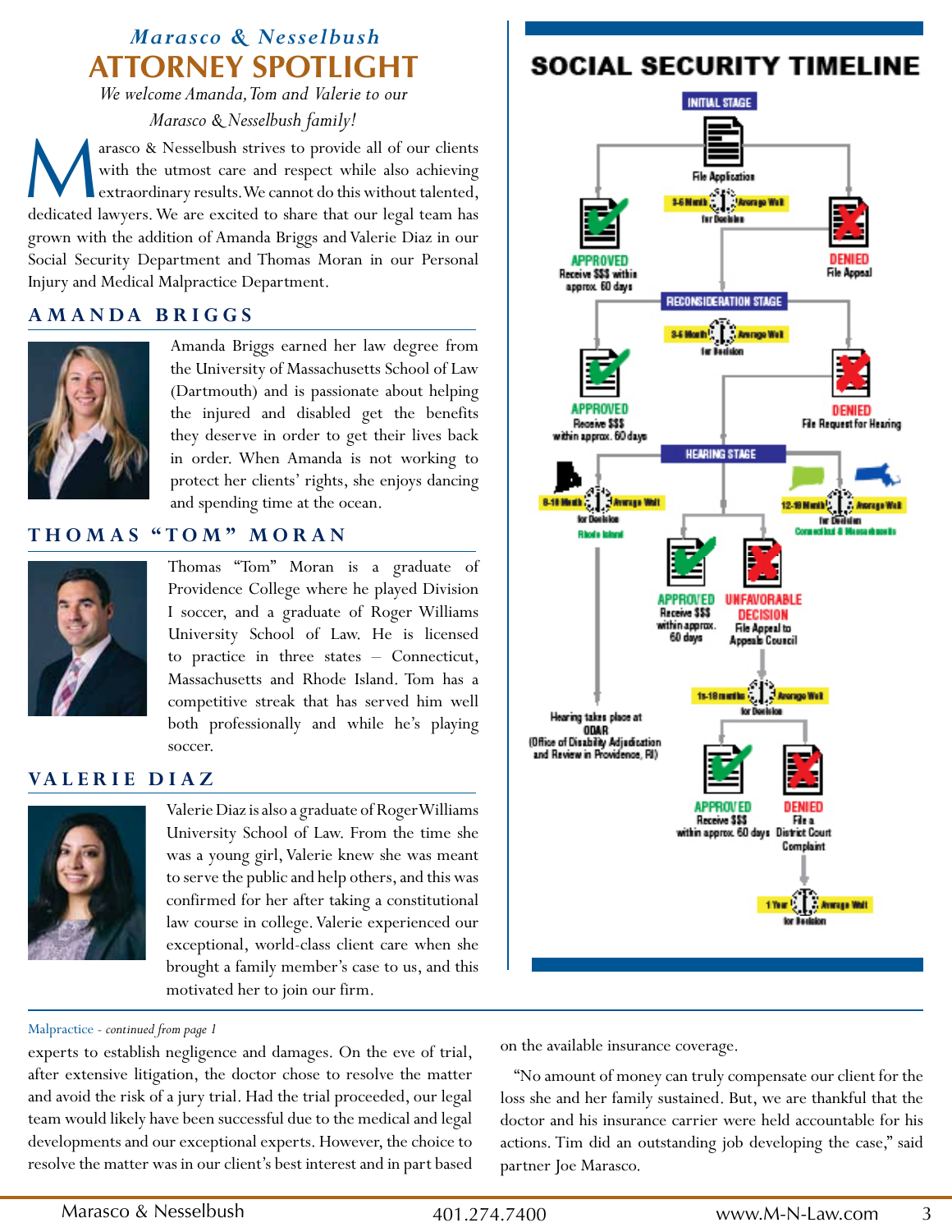*Marasco & Nesselbush*

# ATTORNEY SPOTLIGHT

*We welcome Amanda, Tom and Valerie to our Marasco & Nesselbush family!*

Marasco & Nesselbush strives to provide all of our clients with the utmost care and respect while also achieving extraordinary results. We cannot do this without talented, dedicated lawyers. We are excited to share that our legal team has grown with the addition of Amanda Briggs and Valerie Diaz in our Social Security Department and Thomas Moran in our Personal Injury and Medical Malpractice Department.

## AMANDA BRIGGS

Amanda Briggs earned her law degree from the University of Massachusetts School of Law (Dartmouth) and is passionate about helping the injured and disabled get the benefits they deserve in order to get their lives back in order. When Amanda is not working to protect her clients' rights, she enjoys dancing and spending time at the ocean.

## THOMAS "TOM" MORAN

Thomas "Tom" Moran is a graduate of Providence College where he played Division I soccer, and a graduate of Roger Williams University School of Law. He is licensed to practice in three states – Connecticut, Massachusetts and Rhode Island. Tom has a competitive streak that has served him well both professionally and while he's playing soccer.

## VALERIE DIAZ

Valerie Diaz is also a graduate of Roger Williams University School of Law. From the time she was a young girl, Valerie knew she was meant to serve the public and help others, and this was confirmed for her after taking a constitutional law course in college. Valerie experienced our exceptional, world-class client care when she brought a family member's case to us, and this motivated her to join our firm.

## SOCIAL SECURITY TIMELINE

**INITIAL STAGE**

File Application

3-6 Month Average Wait for Decision

- **APPROVED** – Receive $$$ within approx. 60 days
- **DENIED** – File Appeal

**RECONSIDERATION STAGE**

3-6 Month Average Wait for Decision

- **APPROVED** – Receive $$$ within approx. 60 days
- **DENIED** – File Request for Hearing

**HEARING STAGE**

8-18 Month Average Wait for Decision – Rhode Island

12-18 Month Average Wait for Decision – Connecticut & Massachusetts

Hearing takes place at ODAR (Office of Disability Adjudication and Review in Providence, RI)

- **APPROVED** – Receive $$$ within approx. 60 days
- **UNFAVORABLE DECISION** – File Appeal to Appeals Council

15-18 months Average Wait for Decision

- **APPROVED** – Receive $$$ within approx. 60 days
- **DENIED** – File a District Court Complaint

1 Year Average Wait for Decision

---

Malpractice - *continued from page 1*

experts to establish negligence and damages. On the eve of trial, after extensive litigation, the doctor chose to resolve the matter and avoid the risk of a jury trial. Had the trial proceeded, our legal team would likely have been successful due to the medical and legal developments and our exceptional experts. However, the choice to resolve the matter was in our client's best interest and in part based on the available insurance coverage.

"No amount of money can truly compensate our client for the loss she and her family sustained. But, we are thankful that the doctor and his insurance carrier were held accountable for his actions. Tim did an outstanding job developing the case," said partner Joe Marasco.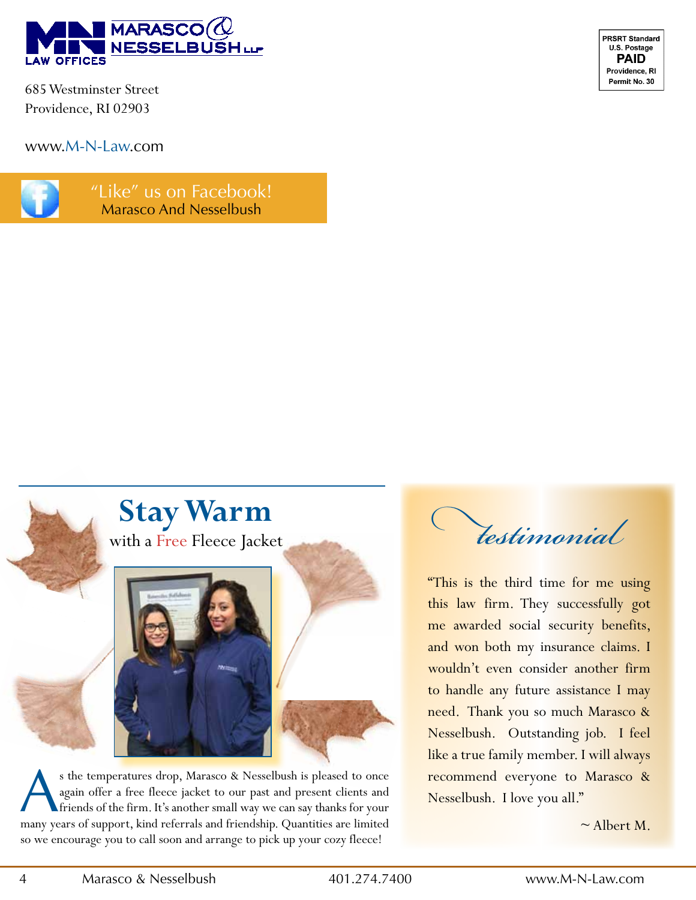MARASCO & NESSELBUSH LLP
LAW OFFICES

685 Westminster Street
Providence, RI 02903

www.M-N-Law.com

PRSRT Standard
U.S. Postage
**PAID**
Providence, RI
Permit No. 30

"Like" us on Facebook!
Marasco And Nesselbush

## Stay Warm

with a Free Fleece Jacket

As the temperatures drop, Marasco & Nesselbush is pleased to once again offer a free fleece jacket to our past and present clients and friends of the firm. It's another small way we can say thanks for your many years of support, kind referrals and friendship. Quantities are limited so we encourage you to call soon and arrange to pick up your cozy fleece!

## *testimonial*

"This is the third time for me using this law firm. They successfully got me awarded social security benefits, and won both my insurance claims. I wouldn't even consider another firm to handle any future assistance I may need. Thank you so much Marasco & Nesselbush. Outstanding job. I feel like a true family member. I will always recommend everyone to Marasco & Nesselbush. I love you all."

~ Albert M.

Marasco & Nesselbush 401.274.7400 www.M-N-Law.com